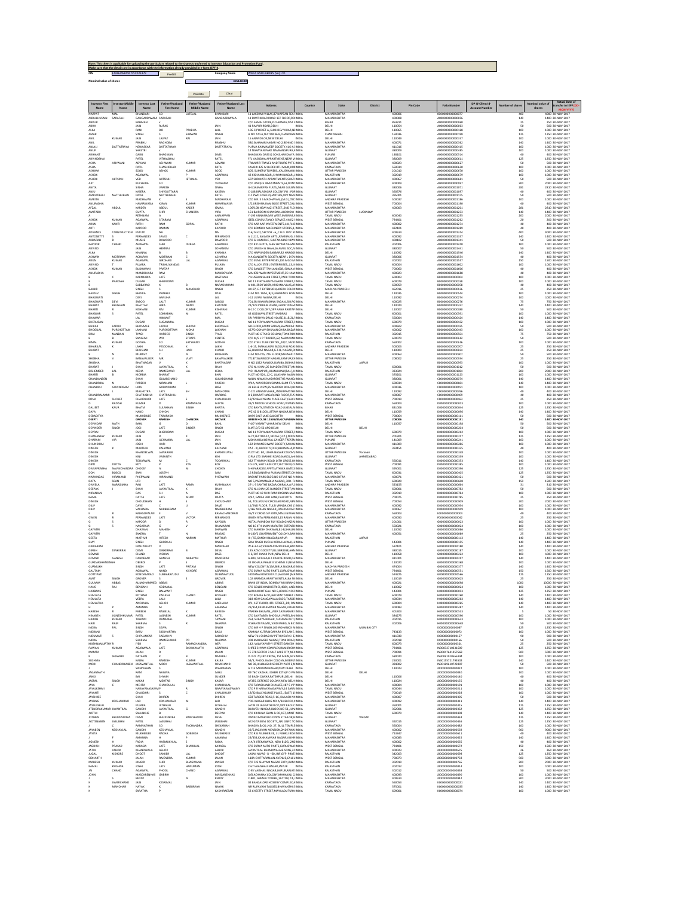Note: This sheet is applicable for uploading the particulars related to the shares transferred to Investor Education and Protection Fund.
Make sure that the details are in accordance with the information already provided in e-form IEPF-4.

CIN: L29134WB1961PLC024479 | Prefill | Company Name: WIRES AND FABRIKS (SA) LTD

Nominal value of shares: 996120.00

Validate | Clear

| Investor First Name | Investor Middle Name | Investor Last Name | Father/Husband First Name | Father/Husband Middle Name | Father/Husband Last Name | Address | Country | State | District | Pin Code | Folio Number | DP Id-Client Id-Account Number | Number of shares | Nominal value of shares | Actual Date of transfer to IEPF (DD-MON-YYYY) |
|---|---|---|---|---|---|---|---|---|---|---|---|---|---|---|---|
| NARPAT | MAL | BHANDARI | SD | LATELAL | BHANDARI | 11 LAKSHMI VILLAS,87 NAPEAN SEA ROAD | INDIA | MAHARASHTRA | | 400006 | 0000000000000077 | | 400 | 4000 | 30-NOV-2017 |
| ABDULHUSAIN | SARAFALI | GANGARDEWALA | SARAFALI | | GANGARDEWALA | 11 DIMTIMKAR ROAD 1ST FLOOR,ROOM | INDIA | MAHARASHTRA | | 400008 | A000000000000056 | | 140 | 1400 | 30-NOV-2017 |
| ABDUR | | RAHMAN | x | | | C/O SANAM STORE,P.O.ANARIA,DIST FIN | INDIA | BIHAR | | 854311 | A000000000000060 | | 25 | 250 | 30-NOV-2017 |
| ABHA | | JAIN | RUPAK | | JAIN | 41 RAJPUR ROAD,DELHI | INDIA | DELHI | | 110054 | A000000000000063 | | 50 | 500 | 30-NOV-2017 |
| ALKA | | RANI | DO | PRABHA | LALL | 106-C,POCKET A, SUKHDEV VIHAR,NEW | INDIA | DELHI | | 110065 | A000000000000168 | | 140 | 1400 | 30-NOV-2017 |
| AMAR | | SINGH | S | SARWAN | SINGH | H NO 720-A,SECTOR 46 B,CHANDIGARH | INDIA | CHANDIGARH | | 160036 | A000000000000198 | | 125 | 1250 | 30-NOV-2017 |
| ANIL | KUMAR | JAIN | LALPAT | RAI | JAIN | 15 ANAND LOK,NEW DELHI | INDIA | DELHI | | 110049 | A000000000000337 | | 100 | 1000 | 30-NOV-2017 |
| ANIL | | PRABHU | RAGHOBA | | PRABHU | 580 SHANKAR NAGAR NO 2,BEHIND | INDIA | MAHARASHTRA | | 400071 | A000000000000362 | | 140 | 1400 | 30-NOV-2017 |
| ANJALI | DATTATRAYA | REINASKAR | DATTATRAYA | | DATTATRAYA | PURVA KARNAVER SOCIETY,456-A | INDIA | MAHARASHTRA | | 411016 | A000000000000415 | | 100 | 1000 | 30-NOV-2017 |
| ANUP | | SHASTRI | x | | | 14 NARAYAN PARK NAVRANGPURA | INDIA | GUJARAT | | 380009 | A000000000000485 | | 100 | 1000 | 30-NOV-2017 |
| ARIHANT | | GARG | BHAGWAN | | DASS | BHAGWAN DASS & SONS,HANDAYA | INDIA | PUNJAB | | 148101 | A000000000000514 | | 40 | 400 | 30-NOV-2017 |
| ARVINDBHAI | | PATEL | VITHALBHAI | | PATEL | F/1 VASUDHA APPARTMENT,NEAR | INDIA | GUJARAT | | 380009 | A000000000000611 | | 125 | 1250 | 30-NOV-2017 |
| ASHA | ASHWANI | ADVANI | ASHWANI | KUMAR | ADVANI | TRIMURTI TRAVEL AND TOURS PVT L | INDIA | MAHARASHTRA | | 400023 | A000000000000627 | | 50 | 500 | 30-NOV-2017 |
| ASHA | | PATIL | SHASHIDHAR | | PATIL | SAVSHR 425 IV BLOCK 8TH MAIN,KOR | INDIA | KARNATAKA | | 560034 | A000000000000650 | | 100 | 1000 | 30-NOV-2017 |
| ASHIMA | | SOOD | ASHOK | KUMAR | SOOD | 805, SUMERU TOWERS, ,KAUSHAMBI | INDIA | UTTAR PRADESH | | 201010 | A000000000000670 | | 100 | 1000 | 30-NOV-2017 |
| ASHOK | | AGARWAL | J | P | AGARWAL | 43 KISHAN NAGAR,,SHYAM NAGAR | INDIA | RAJASTHAN | | 302019 | A000000000000679 | | 100 | 1000 | 30-NOV-2017 |
| ASHOK | AJITSINH | VED | AJITSINH | JETHMAL | VED | 607 SHRINATH APPARTMENTS,SHAST | INDIA | MAHARASHTRA | | 400067 | A000000000000681 | | 50 | 500 | 30-NOV-2017 |
| AJIT | | KUCHERIA | SD | | TUKARAM | C/O UNIQUE INVESTMENTS,63,DONT | INDIA | MAHARASHTRA | | 400009 | A000000000000997 | | 200 | 2000 | 30-NOV-2017 |
| ANITA | | SINHA | VARESH | | SINHA | G-3,SAMARPAN FLATS,,NEAR GULAM | INDIA | GUJARAT | | 380006 | A000000000001071 | | 281 | 2810 | 30-NOV-2017 |
| ANJU | | KASERA | SHIVDUTTARAI | | KASERA | C-188 BIRLASAGAR COLONY,PO : POR | INDIA | GUJARAT | | 360576 | A000000000001097 | | 40 | 400 | 30-NOV-2017 |
| AMRUTBHAI | NATTHUBHAI | PATEL | NATTHUBHAI | | PATEL | C-1 PWD STAFF QUARTERS,OPP NAN | INDIA | GUJARAT | | 395001 | A000000000001175 | | 50 | 500 | 30-NOV-2017 |
| AMRITA | | MADHAVAN | K | S | MADHAVAN | C/O MR. K S MADHAVAN, (M.D.),TKC | INDIA | ANDHRA PRADESH | | 500037 | A000000000001186 | | 100 | 1000 | 30-NOV-2017 |
| ANURADHA | | HAMIRWASIA | KIRAN | KUMAR | HIMARWASIA | 1/2,KRISHNA RAM BOSE STREET,CALI | INDIA | WEST BENGAL | | 700004 | A000000000001190 | | 40 | 400 | 30-NOV-2017 |
| AFZAL | ABDUL | KARDER | ABDUL | KADER | ISMAIL | 106/108 NEW KAZI STREET,,2ND FLO | INDIA | MAHARASHTRA | | 400003 | A000000000001201 | | 281 | 2810 | 30-NOV-2017 |
| AMITABH | | GUPTA | SHRI | CHANDRA | VIRA | 151 BAROONI KHANDAK,LUCKNOW | INDIA | UTTAR PRADESH | LUCKNOW | | A000000000001233 | | 140 | 1400 | 30-NOV-2017 |
| A | | RETHNAM | A | | ANAIAPPAN | Y-195 ANNANAGAR WEST,MADRAS | INDIA | TAMIL NADU | | 600040 | A000000000001255 | | 100 | 1000 | 30-NOV-2017 |
| ASHOK | KUMAR | AGARWAL | SITARAM | | AGARWAL | GEEL CONSULTANCY SERVICE,49B/2 | INDIA | WEST BENGAL | | 734401 | A000000000001262 | | 20 | 200 | 30-NOV-2017 |
| ARUN | KANTI | RATHI | RAM | GOPAL | RATHI | C/O AAR AAR INVESTMENTS,101/102 | INDIA | MAHARASHTRA | | 400002 | A000000000001274 | | 40 | 400 | 30-NOV-2017 |
| ARTI | | KAPOOR | RAMAN | | KAPOOR | C/O BOMBAY MACHINERY STORES,1 | INDIA | MAHARASHTRA | | 422101 | A000000000001289 | | 40 | 400 | 30-NOV-2017 |
| ADVANCE | CONSTRUCTION | PVTLTD | NA | | NA | C-4/14-02, SECTOR - 6 ,C.B.D. OPP: K | INDIA | MAHARASHTRA | | 400614 | A000000000001314 | | 400 | 4000 | 30-NOV-2017 |
| ANTONETTE | S | FERNANDES | SAVIO | C | FERNANDES | A 11/12, KAILASH APTS.,RAMBAUG | INDIA | MAHARASHTRA | | 400064 | A000000000001325 | | 140 | 1400 | 30-NOV-2017 |
| ANWARALI | D | MUSHE | DAWOOD | | DAWOOD | C/O G.H.MUSHE, SULTANABAD NEW | INDIA | MAHARASHTRA | | 400102 | A000000000001341 | | 50 | 500 | 30-NOV-2017 |
| KAPOOR | CHAND | AGRAWAL | SHRI | DURGA | AGRAWAL | C/O R.P.GUPTA, A-66 SHYAM NAGAR | INDIA | RAJASTHAN | | 302006 | A000000000001410 | | 100 | 1000 | 30-NOV-2017 |
| ARVIND | | JAIN | HEMRAJ | | SOHANRAJ | C/O UMESH G SHAH,36 JAVUL SOC | INDIA | GUJARAT | | 380007 | A000000000001441 | | 50 | 500 | 30-NOV-2017 |
| ALKA | | KHANNA | B | B | KHANNA | C/O HARVINDER BABBAR,82 HARGO | INDIA | DELHI | | 110092 | A000000000001546 | | 140 | 1400 | 30-NOV-2017 |
| ASHWIN | MOTIRAM | ACHARYA | MOTIRAM | C | ACHARYA | 9-A GANGOTRI SOCIETY,NEAR L D EN | INDIA | GUJARAT | | 380006 | A000000000001554 | | 40 | 400 | 30-NOV-2017 |
| ARUN | KUMAR | AGARWAL | GIRDHARI | LAL | AGARWAL | C/O SUNIL ENTERPRISES,104 MISD | INDIA | RAJASTHAN | | 302002 | A000000000001557 | | 150 | 1500 | 30-NOV-2017 |
| ARVIND | T | PULARA | TRIBHUVANDAS | | PULARA | C/O ALLOY STEEL ENTERPRISES, 13, | INDIA | TAMIL NADU | | 600004 | A000000000001602 | | 100 | 1000 | 30-NOV-2017 |
| ASHOK | KUMAR | BUDHWANI | PRATAP | | SINGH | C/O SANGEET TAHLANI,40B, SOMA | INDIA | WEST BENGAL | | 700060 | A000000000001606 | | 40 | 400 | 30-NOV-2017 |
| ANURADHA | | MANDOVARA | RAVI | | MANDOVARA | MAHESHWARI INVESTMENT,35 HAM | INDIA | MAHARASHTRA | | 400023 | A000000000001688 | | 40 | 400 | 30-NOV-2017 |
| B | C | KARMAKARA | LATE | | HASTIMAL | 7 HUSSAIN SAHIB STREET,PARK TOW | INDIA | TAMIL NADU | | 600003 | B000000000000004 | | 100 | 1000 | 30-NOV-2017 |
| B | PRAKASH | DUGAR | BHERUDAN | | DUGAR | NO 11 PERIYANAYA KARAN STREET | INDIA | TAMIL NADU | | 600079 | B000000000000038 | | 100 | 1000 | 30-NOV-2017 |
| B | | SUBBARAO | K | B | NARASIMHAM | A-401,3RD FLOOR, KRISHNA VILAS,A | INDIA | TAMIL NADU | | 600059 | B000000000000058 | | 40 | 400 | 30-NOV-2017 |
| BASHIR | | SINGH | S | MANOHAR | SINGH | HB-97, E-7 EXTENSION,ARERA COLO | INDIA | MADHYA PRADESH | | 462016 | B000000000000136 | | 25 | 250 | 30-NOV-2017 |
| BALDEV | SINGH | BHOIRA | PRABHU | | DYAL | FLAT NO. 1064, B/3,LAWRENCE ROA | INDIA | DELHI | | 110035 | B000000000000244 | | 100 | 1000 | 30-NOV-2017 |
| BHAGWATI | | DEVI | MAKSHA | | LAL | 2-LLULUMIH NAGAR,DELHI | INDIA | DELHI | | 110092 | B000000000000274 | | 100 | 1000 | 30-NOV-2017 |
| BHAGWATI | DEVI | SAROD | LALIT | KUMAR | SAROD | 701,SHIVANMISHNA SADAN,,SRUTH | INDIA | MAHARASHTRA | | 400021 | B000000000000276 | | 75 | 750 | 30-NOV-2017 |
| BHARAT | BHUSHAN | KHATTAR | HIRA | NAND | KHATTAR | 22/329 VIKRAM VIHAR,LAJPAT NAGA | INDIA | DELHI | | 110024 | B000000000000327 | | 140 | 1400 | 30-NOV-2017 |
| BHARTI | R | KISHNANI | RAJ | KUMAR | KISHNANI | B-12 C C COLONY,OPP RANA PRATAP | INDIA | DELHI | | 110007 | B000000000000388 | | 50 | 500 | 30-NOV-2017 |
| BHASKAR | S | PATEL | SOMABHAI | M | PATEL | 43 GODOWN STREET,MADRAS | INDIA | TAMIL NADU | | 600001 | B000000000000391 | | 100 | 1000 | 30-NOV-2017 |
| BHASKAR | | LAL | HIMMAT | | MAL | SRI PARSHVA DRUG HOUSE,21 & 22 | INDIA | KARNATAKA | | 560004 | B000000000000398 | | 140 | 1400 | 30-NOV-2017 |
| BHERUDAN | | DUGAR | SUGANMAL | | DUGAR | NO 11 PERIYANAYA KARAN STREET,S | INDIA | TAMIL NADU | | 600079 | B000000000000432 | | 100 | 1000 | 30-NOV-2017 |
| BHIKAJI | LADUJI | BHONSALE | LADUJI | BHIKAJI | BHONSALE | GR.FLOOR,LAXMI SADAN,SAVARKAR | INDIA | MAHARASHTRA | | 400602 | B000000000000450 | | 50 | 500 | 30-NOV-2017 |
| BHOGILAL | PURSHOTTAM | LAKHANI | PURSHOTTAM | MONJI | LAKHANI | 427/2 ODHAV BHUVAN,CHIRA BAZAR | INDIA | MAHARASHTRA | | 400002 | B000000000000460 | | 100 | 1000 | 30-NOV-2017 |
| BRAJ | NANDAN | TYAGI | HARDEO | SINGH | TYAGI | PLOT NO 6 TYAGI COLONY,TONK RO | INDIA | RAJASTHAN | | 302015 | B000000000000561 | | 75 | 750 | 30-NOV-2017 |
| B | B | SANGHVI | WO | STRAPS | CENTRE | C/O M/S L P TRADERS,62, NARAYAN | INDIA | TAMIL NADU | | 600079 | B000000000000612 | | 50 | 500 | 30-NOV-2017 |
| BIMAL | KUMAR | GOTHIA | SD | SATYANAND | GOTHIA | C/O STEEL TUBE CENTRE, 20/1, SADY | INDIA | KARNATAKA | | 560002 | B000000000000616 | | 100 | 1000 | 30-NOV-2017 |
| BHAIRILAL | K | LAKHI | PESOOMAL | K | LAKHI | 1-6-15, MAHALAXMI BLDG,M G ROA | INDIA | ANDHRA PRADESH | | 500003 | B000000000000707 | | 25 | 250 | 30-NOV-2017 |
| BHARAT | | BHUSHAN | SH | HARI | CHAND | 65,HARIKAT NAGAR,G.T.Q. NAGAR,D | INDIA | DELHI | | 110009 | B000000000000834 | | 25 | 250 | 30-NOV-2017 |
| B | N | MURTHY | T | N | KRISHNAN | FLAT NO 705, 7TH FLOOR,MEENAXI T | INDIA | MAHARASHTRA | | 400063 | B000000000000907 | | 50 | 500 | 30-NOV-2017 |
| SHOBHA | V | BANAVALIKER | MR | VIJAY | BANAVALIKER | 7/187 SWAROOP NAGAR,KANPUR,K | INDIA | UTTAR PRADESH | | 208002 | B000000000000934 | | 25 | 250 | 30-NOV-2017 |
| SHUBHA | | BHATNAGAR | V | K | BHATNAGAR | H NO 1022 PANDRA DARIBA,SUBHA | INDIA | RAJASTHAN | JAIPUR | | B000000000000993 | | 100 | 1000 | 30-NOV-2017 |
| BHARAT | J | SHAH | JAYANTILAL | K | SHAH | C/O N J SHAH,25 BUNDER STREET,MA | INDIA | TAMIL NADU | | 600001 | B000000000001012 | | 50 | 500 | 30-NOV-2017 |
| BISHEMBER | LAL | KEDIA | RAMESWAR | LAL | KEDIA | P.O. ISLAMPUR,,JHUNJHUNU(RAJ.),J | INDIA | RAJASTHAN | | 333024 | B000000000001084 | | 200 | 2000 | 30-NOV-2017 |
| BHARTI | B | MORBIA | BHARAT | | BHAI | PLOT NO 624,,12-C, ULASHAN NAGA | INDIA | GUJARAT | | 370201 | B000000000001123 | | 100 | 1000 | 30-NOV-2017 |
| CHANDANBEN | | SHAH | GULABCHAND | | GULABCHAND | NALIN NIWAS NAGARSHETHS WAVI | INDIA | GUJARAT | | 380001 | C000000000000074 | | 140 | 1400 | 30-NOV-2017 |
| CHANDRIKA | N | PAREKH | NIRANJAN | L | PAREKH | 9/4A, MAVORSHIVSUNMUGAM ST.,V | INDIA | TAMIL NADU | | 600034 | C000000000000183 | | 140 | 1400 | 30-NOV-2017 |
| CHANDRU | GOVINDRAM | HIRA | GOBINDRAM | | HIRA | 33 BELLE VIEW,85 WARDEN ROAD,B | INDIA | MAHARASHTRA | | 400036 | C000000000000191 | | 100 | 1000 | 30-NOV-2017 |
| C | L | MALHOTRA | LATE | SH | MALHOTRA | C-121 ANAND VIHAR,,INDERPRASTH | INDIA | DELHI | | 110092 | C000000000000196 | | 40 | 400 | 30-NOV-2017 |
| CHANDRALAXMI | | CHATRABHUJ | CHATRABHUJ | | HARIDAS | B-2,BHARAT NAGAR,2ND FLOOR,FLA | INDIA | MAHARASHTRA | | 400007 | C000000000000409 | | 40 | 400 | 30-NOV-2017 |
| RONJI | SUCHET | CHAUDHURI | LATE | S | CHAUDHURI | 18/22 BALLYGUNJ PLACE EAST,CALC | INDIA | WEST BENGAL | | 700019 | C000000000000463 | | 25 | 250 | 30-NOV-2017 |
| D | RADISH | KUMAR | D | RAMANATH | GUPTA | 33/1 MIDDLE SCHOOL ROAD,VISWES | INDIA | KARNATAKA | | 560004 | D000000000000013 | | 100 | 1000 | 30-NOV-2017 |
| DALJEET | KAUR | BHATIA | SULAKHAN | SINGH | BHATIA | C/O BANTY,STATION ROAD JUGSALAI | INDIA | BIHAR | | 831006 | D000000000000044 | | 125 | 1250 | 30-NOV-2017 |
| DAYA | | NAND | CHHON | | CHAND | WZ 62 G BLOCK,UTTAM NAGAR,NEW | INDIA | DELHI | | 110059 | D000000000000096 | | 140 | 1400 | 30-NOV-2017 |
| DEBAJOTYA | | MUKHERJEE | TARAPADA | | MUKHERJEE | 64/45 SALT LAKE,CALCUTTA | INDIA | WEST BENGAL | | 700064 | D000000000000111 | | 50 | 500 | 30-NOV-2017 |
| DEEPTI | | GROVER | RAMESH | CHANDRA | GROVER | GREEN HOUSE 126/S,OBL.GOVINDNA | INDIA | UTTAR PRADESH | | 208006 | D000000000000171 | | 140 | 1400 | 30-NOV-2017 |
| DEVENDAR | NATH | BAHL | G | D | BAHL | F-4/7 VASANT VIHAR,NEW DELHI | INDIA | DELHI | | 110057 | D000000000000188 | | 50 | 500 | 30-NOV-2017 |
| DEVINDER | SINGH | JOGI | LATE | SINDER | SINGH | R-XT,J/O 56 APO,DELHI | INDIA | DELHI | DELHI | | D000000000000204 | | 50 | 500 | 30-NOV-2017 |
| DEVRAJ | | DUGAR | BHERUDAN | | DUGAR | NO 11 PERIYANAYA KARAN STREET | INDIA | TAMIL NADU | | 600079 | D000000000000212 | | 100 | 1000 | 30-NOV-2017 |
| DHANANJAY | KUMAR | JAIN | D | K | JAIN | A-72,SECTOR-12, NOIDA (U.P.),NOID | INDIA | UTTAR PRADESH | | 201301 | D000000000000217 | | 125 | 1250 | 30-NOV-2017 |
| DHARAM | VIR | JAIN | UCHAMBA | LAL | JAIN | MOHAN DAYANAND CANCER TREATM | INDIA | PUNJAB | | 141009 | D000000000000245 | | 100 | 1000 | 30-NOV-2017 |
| DHUNDIRAJ | | JOSHI | HARI | | HARI | 122 DNYANESHWAR SOCIETY,SAHAK | INDIA | MAHARASHTRA | | 411009 | D000000000000286 | | 100 | 1000 | 30-NOV-2017 |
| DINESH | K | MAJETHIA | KALYANJI | | KALYANJI | C4/7 - III, BLOCK 72/332,BHAVALLAL | INDIA | RAJASTHAN | | 39151 | D000000000000325 | | 40 | 400 | 30-NOV-2017 |
| DINESH | | KHANDELWAL | JANNARAIN | | KHANDELWAL | PLOT NO. 80, LOHIA NAGAR COLONY | INDIA | UTTAR PRADESH | Varanasi | | D000000000000348 | | 100 | 1000 | 30-NOV-2017 |
| DINESH | | RINI | VASANTH | | RINI | C/RIA 170 SAMHRI BOND,NAROL,AHM | INDIA | GUJARAT | AHMEDABAD | | D000000000000349 | | 100 | 1000 | 30-NOV-2017 |
| DINESH | | TOSHNIWAL | M | C | TOSHNIWAL | 332 7TH MAIN ROAD 14TH CROSS,P | INDIA | KARNATAKA | | 560011 | D000000000000353 | | 140 | 1400 | 30-NOV-2017 |
| DIPTI | DUTTA | ROY | P | KTA | ROY | FD-579, SALT LAKE CITY,SECTOR III,C | INDIA | WEST BENGAL | | 700091 | D000000000000385 | | 100 | 1000 | 30-NOV-2017 |
| DHYVPRABHA | NAVINCHANDRA | CHOKSY | N | M | CHOKSY | 5-H PARADISE APPTS,ATHWA GATES | INDIA | GUJARAT | | 395001 | D000000000000386 | | 125 | 1250 | 30-NOV-2017 |
| DON | BOSCO | SAMI | JOSEPH | | SAM | 16 RENGANATHA PURAM STREET,C | INDIA | TAMIL NADU | | 600031 | D000000000000405 | | 125 | 1250 | 30-NOV-2017 |
| NARAINDAS | HIRANAND | PHERWANI | HIRANAND | | PHERWANI | BASANT PARK BLDG NO 6,FLAT NO 4 | INDIA | MAHARASHTRA | | 400071 | D000000000000421 | | 50 | 500 | 30-NOV-2017 |
| DATA | SCAN | LTD | x | | | NO 5,PADMANABHA NAGAR,,3RD. FL | INDIA | TAMIL NADU | | 600020 | D000000000000604 | | 150 | 1500 | 30-NOV-2017 |
| DIVVELA | MARKSHNHA | RAO | LATE | RAMA | KUBHNIAH | 27-1-3 SANTHE BAZAR,CHIRALA A.P. | INDIA | ANDHRA PRADESH | | 523155 | D000000000000664 | | 31 | 310 | 30-NOV-2017 |
| DEEPAK | J | SHAH | JAYANTILAL | K | SHAH | C/O N J SHAH,25 BUNDER STREET,MA | INDIA | TAMIL NADU | | 600001 | D000000000000782 | | 50 | 500 | 30-NOV-2017 |
| NIRANJAN | | DAS | SH | A | DAS | PLOT NO 10 SHRI RAM KRISHNA NAG | INDIA | RAJASTHAN | | 302019 | D000000000000784 | | 100 | 1000 | 30-NOV-2017 |
| RAMA | | DATTA | LATE | MUKTI | DATTA | 4/47, GARFA 3RD LANE,CALCUTTA | INDIA | WEST BENGAL | | 700075 | D000000000000785 | | 25 | 250 | 30-NOV-2017 |
| DINESH | | CHOUDHARY | B | L | CHOUDHARY | 53, TOLLYGUNJ CIRCULAR ROAD,NE | INDIA | WEST BENGAL | | 700053 | D000000000000869 | | 200 | 2000 | 30-NOV-2017 |
| DILIP | | DAVE | C | U | DAVE | 11/2ND FLOOR, TULSI VRINDA,CHS | INDIA | MAHARASHTRA | | 400092 | D000000000000949 | | 100 | 1000 | 30-NOV-2017 |
| DILIP | | VARMA | NARBHERAM | | NARBHERAM | 2/186 MOHAN NAGAR,,DAHANUKAR | INDIA | MAHARASHTRA | | 400067 | D000000000000967 | | 100 | 1000 | 30-NOV-2017 |
| E | R | RAJAGOPALAN | E | V | RAMACHANDRAN | 36/2 V CROSS S P EXTN,MALLESWARA | INDIA | KARNATAKA | | 560003 | E000000000000004 | | 40 | 400 | 30-NOV-2017 |
| GWEN | R | FERNANDES | LATE | VICTOR | FERNANDES | GWEN RITA FERNANDES,15 RAJAN | INDIA | MAHARASHTRA | | 400050 | F000000000000042 | | 25 | 250 | 30-NOV-2017 |
| G | S | KAPOOR | D | R | KAPOOR | HOTAL RAINBOW RLY ROAD,GHAZIA | INDIA | UTTAR PRADESH | | 201001 | G000000000000023 | | 100 | 1000 | 30-NOV-2017 |
| G | S | NAGARAJA | G | V | SHANKARAO | NO 16 4TH MAIN MARUTHI EXTENSIO | INDIA | KARNATAKA | | 560021 | G000000000000024 | | 100 | 1000 | 30-NOV-2017 |
| GAYATRI | | DHAWAN | MAHESH | | DHAWAN | C/O MAHESH DHAWAN,B1-8,SHALI | INDIA | DELHI | | 110052 | G000000000000086 | | 100 | 1000 | 30-NOV-2017 |
| GAYATRI | | SAXENA | T | | PRASAD | B-18/2 GOVERNMENT COLONY,BAN | INDIA | MAHARASHTRA | | 400051 | G000000000000089 | | 25 | 250 | 30-NOV-2017 |
| GEETA | | MATHUR | HITESH | NARAIN | MATHUR | III / 55,GANDHI NAGAR,JAIPUR | INDIA | RAJASTHAN | JAIPUR | | G000000000000133 | | 140 | 1400 | 30-NOV-2017 |
| GIAY | | SINGH | GURDIAL | | SINGH | GIAY SINGH KUCHA KORA HALWAI, | INDIA | PUNJAB | | 143001 | G000000000000155 | | 140 | 1400 | 30-NOV-2017 |
| GIRIJARANI | | PASUPULETY | V | | MANOHAR | W-8-3-162,VIJAYALAXMIPURAM,AMEE | INDIA | ANDHRA PRADESH | | 522101 | G000000000000180 | | 140 | 1400 | 30-NOV-2017 |
| GIRISH | DINKERRAI | DESAI | DINKERRAI | B | DESAI | 135 AZAD SOCIETY,ELLISBRIDGE,AHM | INDIA | GUJARAT | | 380015 | G000000000000187 | | 100 | 1000 | 30-NOV-2017 |
| GOVIND | | CHAND | VISHAN | | DASS | C-2/307 JANAK PURI,NEW DELHI | INDIA | DELHI | | 110058 | G000000000000222 | | 140 | 1400 | 30-NOV-2017 |
| GOVIND | GANESH | DANDEKAR | GANESH | NARAYAN | DANDEKAR | A-804, SICILIKA,B.T.KAWDE ROAD,GH | INDIA | MAHARASHTRA | | 411001 | G000000000000297 | | 140 | 1400 | 30-NOV-2017 |
| GURDARSHANSINGH | | OBEROI | P | S | OBEROI | 32 DHAHLA PHASE II SCHEME II,NEW | INDIA | DELHI | | 110020 | G000000000000368 | | 100 | 1000 | 30-NOV-2017 |
| GURMUKH | | SINGH | LATE | PRITAM | SINGH | NEW COLONY 3/13A,BIRLA NAGAR,G | INDIA | MADHYA PRADESH | | 474004 | G000000000000377 | | 140 | 1400 | 30-NOV-2017 |
| GAUTAM | | AGRAWAL | NAND | KISHORE | AGRAWAL | C/O SURYA AUTO PARTS,GURUDWA | INDIA | WEST BENGAL | | 734401 | G000000000000551 | | 150 | 1500 | 30-NOV-2017 |
| GOTTIPATI | | KONDALARAO | SUBBARAYUDU | | SUBBARAYUDU | SEEDANA KONDUR P.O.,KALIGIRI | INDIA | ANDHRA PRADESH | | 524225 | G000000000000566 | | 125 | 1250 | 30-NOV-2017 |
| AMIT | SINGH | GROVER | S | S | GROVER | 102 NARMDA APARTMENTS,ALKA N | INDIA | DELHI | | 110019 | G000000000000625 | | 25 | 250 | 30-NOV-2017 |
| GULAAM | ABBAS | ALIMOHAMMED | ABBAS | | ABBAS | BANK OF INDIA, BOMBAY NRI BRAN | INDIA | MAHARASHTRA | | 400021 | G000000000000648 | | 1000 | 10000 | 30-NOV-2017 |
| HANS | RAJ | BENGANI | KODAMAL | | BENGANI | C/O GOLDEN INDUSTRIES,BARI, ANS | INDIA | DELHI | | 110002 | H000000000000024 | | 100 | 1000 | 30-NOV-2017 |
| HARBANS | | SINGH | BALWANT | | SINGH | NARAIN KOT GALI NO 6,HOUSE NO 2 | INDIA | PUNJAB | | 143001 | H000000000000053 | | 125 | 1250 | 30-NOV-2017 |
| HEMLATA | | KOTHARI | KAILASH | CHAND | KOTHARI | C/O BOHRA & CO,360 MINT STREET | INDIA | TAMIL NADU | | 600079 | H000000000000260 | | 140 | 1400 | 30-NOV-2017 |
| HEMLATA | | VEERA | LALJI | | LALJI | 238 NEW GANGAWADA BLDG,TARD | INDIA | MAHARASHTRA | | 400034 | H000000000000264 | | 140 | 1400 | 30-NOV-2017 |
| HEMLATHA | | ANCHALIA | ASHOK | KUMAR | ANCHALIA | 8/1, 1ST FLOOR, 6TH STREET,,DR. RA | INDIA | TAMIL NADU | | 600004 | H000000000000265 | | 140 | 1400 | 30-NOV-2017 |
| H | P | AMANNA | P | | AMANNA | 23/354,KANNAMWAR NAGAR,VIKHR | INDIA | MAHARASHTRA | | 400083 | H000000000000287 | | 140 | 1400 | 30-NOV-2017 |
| HARESH | R | PAREKH | RASIKLAL | K | PAREKH | PAREKH BHUVAN,,VADI CHAR RASTA | INDIA | MAHARASHTRA | | 401301 | H000000000000333 | | 5 | 50 | 30-NOV-2017 |
| HIRABEN | JIGNESHKUMAR | PATEL | JIGNESH | KUMAR | PATEL | C/O SAVITABEN BHOGILAL PATEL,JA | INDIA | GUJARAT | | 384275 | H000000000000590 | | 100 | 1000 | 30-NOV-2017 |
| HARISH | KUMAR | TAWANI | DANMAL | | TAWANI | 364, SURAYA NAGAR,NEAR SBI,,GOP | INDIA | RAJASTHAN | | 302015 | H000000000000633 | | 100 | 1000 | 30-NOV-2017 |
| HARI | RAM | SHARMA | S | N | SHARMA | 9 SHANTI NAGAR,,VAID MARG, N B C | INDIA | RAJASTHAN | | 302006 | H000000000000648 | | 125 | 1250 | 30-NOV-2017 |
| INDRA | PAL | SINGH | SEWA | | SINGH | C/O MR K P SINGH,103-ROHANKIK,N | INDIA | MAHARASHTRA | MUMBAI CITY | | I000000000000067 | | 125 | 1250 | 30-NOV-2017 |
| INDRANI | | BASU | SIDDHARTHA | | BASU | KAMALA KUTIR,NOAPARA BYE LANE | INDIA | WEST BENGAL | | 743133 | I000000000000072 | | 100 | 1000 | 30-NOV-2017 |
| INDUMATI | S | CHIPLUNKAR | SADASHIV | | SADASHIV | NEW 711 SADASHIV PETH,NEAR S I S | INDIA | MAHARASHTRA | | 411030 | I000000000000157 | | 90 | 900 | 30-NOV-2017 |
| INDRA | | SHARMA | RAMESHWAR | PD | SHARMA | 308 MAHAVEER NAGAR,TONK ROA | INDIA | RAJASTHAN | | 302018 | I000000000000166 | | 50 | 500 | 30-NOV-2017 |
| KRISHNAMURTHY | R | IYER | V | RAMACHANDRA | IYER | 142, VALAYAPATHY STREET,GANDH | INDIA | TAMIL NADU | | 600073 | I000000000000251 | | 25 | 250 | 30-NOV-2017 |
| PAWAN | KUMAR | AGARWALLA | LATE | BISHWANATH | AGARWAL | SHREE SHYAM COMPLEX,RAMKRISHN | INDIA | WEST BENGAL | | 734401 | | IN30032710331609 | 125 | 1250 | 30-NOV-2017 |
| MAMTA | | JALAN | R | | JALAN | FE 378 SECTOR 3 SALT LAKE CITY,NE | INDIA | WEST BENGAL | | 700091 | | IN30047641957668 | 500 | 5000 | 30-NOV-2017 |
| K | SESWARI | NATARAJ | K | B | NATARAJ | D. NO. 70,3RD CROSS, 1ST MAIN,SIL | INDIA | KARNATAKA | | 560020 | | IN30061010566134 | 140 | 1400 | 30-NOV-2017 |
| SUSHMA | | KALRA | RAMESH | KUMAR | KALRA | 54/DD1 PADHOS BAGH COLONY,ME | INDIA | UTTAR PRADESH | | 250001 | | IN30155721798502 | 50 | 500 | 30-NOV-2017 |
| MODI | CHANDRIKABEN | JASAVANTLAL | MODI | JASAVANTLAL | SOMCHAND | NO 36,HELINAGAR SOCIETY PART 2,N | INDIA | GUJARAT | | 380052 | | IN30160610722807 | 50 | 500 | 30-NOV-2017 |
| J | | SRINIVASAN | S | | JAYARAMAN | A 733 SAROJINI NAGAR,NEW DELHI | INDIA | DELHI | | 110023 | J000000000000022 | | 125 | 1250 | 30-NOV-2017 |
| JAGANNATH | | RAM | NAGINA | | SAHU | RZ-76C VAISHALI DABRI EXTN,P O P | INDIA | DELHI | DELHI | | J000000000000076 | | 100 | 1000 | 30-NOV-2017 |
| JANKI | | BAI | SHYAM | | SUNDER | 35 RAGHI DWAR,FATEHPURI,DELHI | INDIA | DELHI | | 110006 | J000000000000140 | | 140 | 1400 | 30-NOV-2017 |
| JASPAL | SINGH | KAKAR | MEHTAB | SINGH | KAKAR | A/335, DEFENCE COLONY,NEW DELHI | INDIA | DELHI | | 110024 | J000000000000155 | | 40 | 400 | 30-NOV-2017 |
| JAYA | C | MEHTA | CHANDULAL | | CHANDULAL | C/O TARACHAND DHANGEE,497 S V P | INDIA | MAHARASHTRA | | 400004 | J000000000000191 | | 100 | 1000 | 30-NOV-2017 |
| JAYALKSHMI | | NARAYANASWAMY | R | | NARAYANASWAMY | C/O P R NARAYANASWAMY,14 SAN | INDIA | TAMIL NADU | | 600004 | J000000000000211 | | 140 | 1400 | 30-NOV-2017 |
| JAYANTI | | CHAUDHRY | S | C | CHAUDHURY | 18/22 BALLYGUNGE PLACE, (EAST) | INDIA | WEST BENGAL | | 700019 | J000000000000228 | | 100 | 1000 | 30-NOV-2017 |
| JAYSHREE | | SHAH | DHIREN | | DHIREN | 658 TARDEO ROAD,5-16, KAILASH NI | INDIA | MAHARASHTRA | | 400007 | J000000000000292 | | 40 | 400 | 30-NOV-2017 |
| JAYSING | KRISHANRAO | LAD | KRISHANRAO | M | LAD | YOGI NAGAR BLDG NO A/34 BLOCK | INDIA | MAHARASHTRA | | 400092 | J000000000000311 | | 140 | 1400 | 30-NOV-2017 |
| JAYSUKHLAL | | PUJARA | JETHALAL | | JETHALAL | JATIN 41 JAGNATH PLOT,OPP RACE | INDIA | GUJARAT | | 360001 | J000000000000329 | | 125 | 1250 | 30-NOV-2017 |
| JITENDRAKUMAR | JAYANTILAL | GANDHI | JAYANTILAL | G | GANDHI | DURVESH NAGAR,BLOCK NO 5,,GUN | INDIA | GUJARAT | | 362001 | J000000000000362 | | 125 | 1250 | 30-NOV-2017 |
| JYOTHI | | SALUNKHE | B | | DEEPAK | C/O KRISHNA GYAN & CO,157,MINT | INDIA | TAMIL NADU | | 600079 | J000000000000407 | | 140 | 1400 | 30-NOV-2017 |
| JOTIBEN | BHUPENDRA | DESAI | BHUPENDRA | RANCHHODJI | DESAI | VANKO MOHOLLO OPP N K TAILOR, | INDIA | GUJARAT | VALSAD | | J000000000000424 | | 100 | 1000 | 30-NOV-2017 |
| JYOTSNABEN | JASUBHAI | PATEL | JASUBHAI | | JASUBHAI | A/2 GITANJALI SOCIETY,,NR. GIRLS | INDIA | GUJARAT | | 392015 | J000000000000438 | | 125 | 1250 | 30-NOV-2017 |
| K | C | RAMNATHAN | SD | TNCHANDRA | SHEKARIAH | BHAGYA & CO.,NO. 27, BELL TEMPLE | INDIA | KARNATAKA | | 560004 | K000000000000009 | | 40 | 400 | 30-NOV-2017 |
| JAYABEN | KESHAVLAL | GANDHI | KESHAVLAL | | GANDHI | 22/5,LAGYAN MENSION,2ND FA | INDIA | MAHARASHTRA | | 400002 | K000000000000569 | | 900 | 9000 | 30-NOV-2017 |
| K | | MUREHEESE | RADHA | GOBINDA | MUREHEESE | C/O R K MUKHERJEE, 1 L NEHRU RO | INDIA | WEST BENGAL | | 711347 | K000000000000611 | | 40 | 400 | 30-NOV-2017 |
| J | P | AMANNA | P | | AMANNA | 23/354,KANNAMWAR NAGAR,VIKHR | INDIA | MAHARASHTRA | | 400083 | K000000000000613 | | 40 | 400 | 30-NOV-2017 |
| JIGNESH | H | FADIA | HASMUKHLAL | S | FADIA | 2-A/4 ATIDARWADI, NEW BLDG.,2N | INDIA | MAHARASHTRA | | 400002 | K000000000000665 | | 40 | 400 | 30-NOV-2017 |
| JAGDISH | PRASAD | KARASIA | LATE | BHARULAL | KARASIA | C/O SURYA AUTO PARTS,GURUDWA | INDIA | WEST BENGAL | | 734401 | K000000000000672 | | 150 | 1500 | 30-NOV-2017 |
| JATIN | ASHOK | KHANDWALA | ASHOK | | ASHOK | JAYANTILAL KHANDWALA & SONS | INDIA | MAHARASHTRA | | 400023 | K000000000000676 | | 25 | 250 | 30-NOV-2017 |
| JUGAL | KISHORE | DHOOT | SANKER | LAL | DHOOT | LAXMI NIVAS - O - 60,,NF. DFF- PRAT | INDIA | MAHARASHTRA | | 400004 | K000000000000696 | | 100 | 1000 | 30-NOV-2017 |
| SIDHARTH | | JALAN | RAJENDRA | KUMAR | JALAN | 13B4 CHITTARANJAN AVENUE,CALC | INDIA | WEST BENGAL | | 700073 | K000000000000697 | | 100 | 1000 | 30-NOV-2017 |
| MAHESH | KUMAR | JANGIR | SHRI | BHAGWANA | JANGIR | C/O F15 SHAYAM NAGAR EXTN,RAM | INDIA | RAJASTHAN | | 302019 | K000000000000766 | | 100 | 1000 | 30-NOV-2017 |
| KAMAL | KRISHNA | JAIN | LATE | HANUMAN | JAIN | C/O SURYA AUTO PARTS,GURUDWA | INDIA | WEST BENGAL | | 734401 | K000000000000814 | | 150 | 1500 | 30-NOV-2017 |
| JAI | CHAND | AGARWAL | PHOOL | CHAND | AGARWAL | C-95 VAISHALI NAGAR,JAIPUR,RAJAS | INDIA | RAJASTHAN | | 302021 | K000000000000858 | | 100 | 1000 | 30-NOV-2017 |
| JOHN | | MASCARENHAS | GABRIH | | MASCARENHAS | C/O ROHAN COLONY,MAHAKALI CAV | INDIA | MAHARASHTRA | | 400093 | K000000000000885 | | 100 | 1000 | 30-NOV-2017 |
| J | S | REDDY | J | N | REDDY | C-801, ARENA TOWER,,SECTOR. 11, | INDIA | HARYANA | | 122001 | K000000000000986 | | 200 | 2000 | 30-NOV-2017 |
| K | JAVERCHAND | JAIN | KESRIMAL | | JAIN | 02 BANGALORE HOSIERY COMPLEX | INDIA | KARNATAKA | | 560053 | K000000000000021 | | 140 | 1400 | 30-NOV-2017 |
| K | MANOHAR | NAYAK | K | BABURAYA | NAYAK | NR RUPAVANI TALKIES,BHAVANTHI S | INDIA | KARNATAKA | | 575001 | K000000000000035 | | 140 | 1400 | 30-NOV-2017 |
| K | | SARATHA | P | | KADHIRAESAN | 53 CHETTY STREET,MAYILADUTURA | INDIA | TAMIL NADU | | 609001 | K000000000000048 | | 140 | 1400 | 30-NOV-2017 |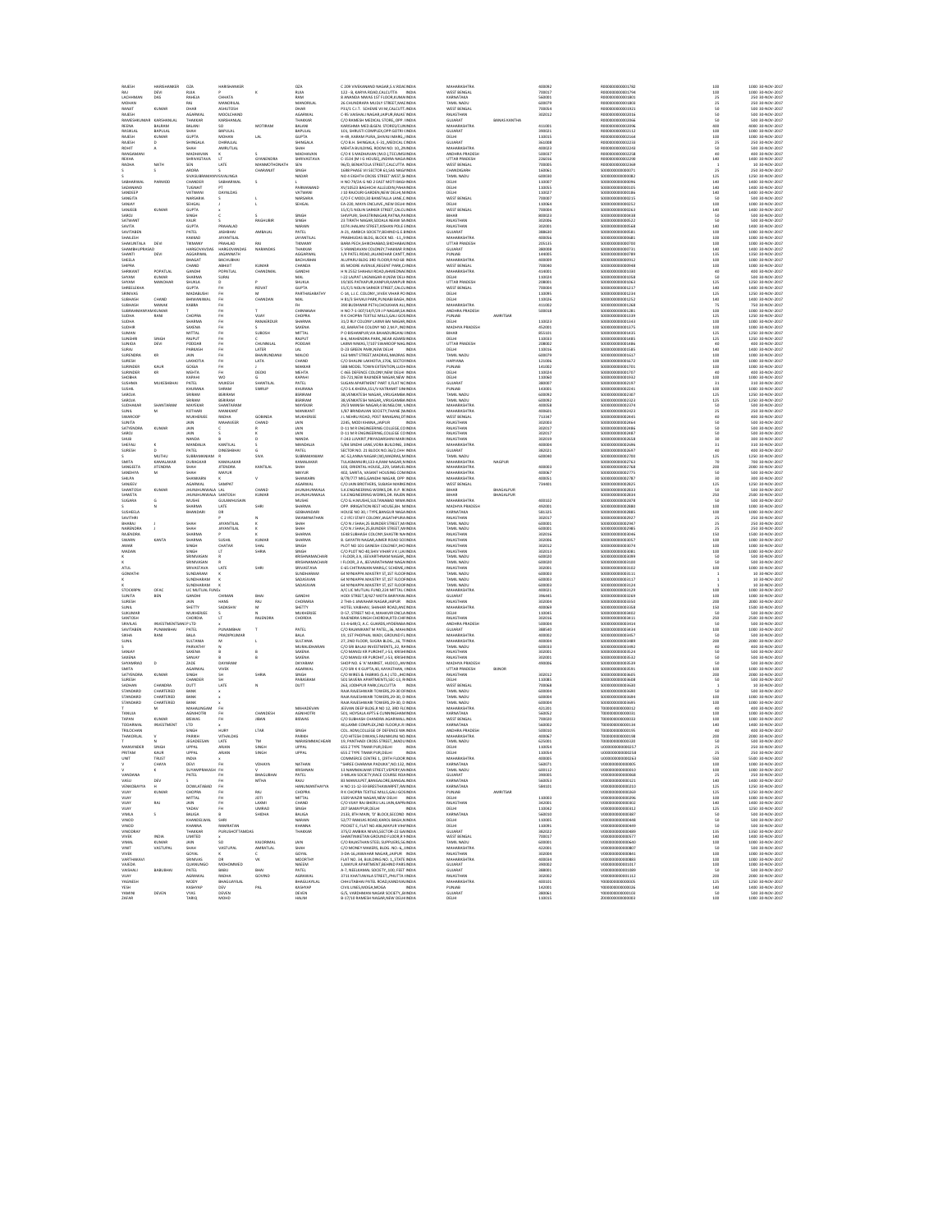| | | | | | | | | | | | | | | |
|---|---|---|---|---|---|---|---|---|---|---|---|---|---|---|
| RAJESH | HARISHANKER | OZA | HARISHANKER | | OZA | C 208 VIVEKANAND NAGAR,S.V.ROAD | INDIA | MAHARASHTRA | | 400092 | R00000000001792 | 100 | 1000 | 30-NOV-2017 |
| RAJ | DEVI | RUIA | P | K | RUIA | 12-B, KARIYA ROAD,CALCUTTA | INDIA | WEST BENGAL | | 700017 | R00000000001794 | 100 | 1000 | 30-NOV-2017 |
| LAKSHMAN | DAS | RAHEJA | CHHATA | | RAM | 8 ANANDA NAMAS 1ST FLOOR,KUMARA | INDIA | KARNATAKA | | 560001 | R00000000001801 | 25 | 250 | 30-NOV-2017 |
| MOHAN | | RAJ | MANDRILAL | | MANDRILAL | 26 CHUNDRAPA MUDLY STREET,MADRAS | INDIA | TAMIL NADU | | 600079 | R00000000001803 | 25 | 250 | 30-NOV-2017 |
| RANJIT | KUMAR | DHAR | ASHUTOSH | | DHAR | P31/1 C.I.T. SCHEME VII M,CALCUTTA | INDIA | WEST BENGAL | | 700054 | R00000000001921 | 50 | 500 | 30-NOV-2017 |
| RAJESH | | AGARWAL | MOOLCHAND | | AGARWAL | C-85 VAISHALI NAGAR,JAIPUR,RAJAS | INDIA | RAJASTHAN | | 302012 | R00000000002016 | 50 | 500 | 30-NOV-2017 |
| RAMESHKUMAR | KARSHANLAL | THAKKAR | KARSHANLAL | | THAKKAR | C/O RAMESH MEDICAL STORE,,OPP. | INDIA | GUJARAT | BANAS KANTHA | | R00000000002066 | 50 | 500 | 30-NOV-2017 |
| REENA | BALRAM | BALANI | SO | MOTIRAM | BALANI | KARISHMA MED.&GEN. STORES/C/ | INDIA | MAHARASHTRA | | 411001 | R00000000002096 | 400 | 4000 | 30-NOV-2017 |
| RASIKLAL | BAPULAL | SHAH | BAPULAL | | BAPULAL | 101, SHRUSTI COMPLEX,OPP GOTRI | INDIA | GUJARAT | | 390021 | R00000000002112 | 100 | 1000 | 30-NOV-2017 |
| RAJESH | KUMAR | GUPTA | MOHAN | LAL | GUPTA | H-49, KARAM PURA,,SHIVAJI MARG | INDIA | DELHI | | 110015 | R00000000002164 | 100 | 1000 | 30-NOV-2017 |
| RAJESH | D | SHINGALA | DHIRAJLAL | | SHINGALA | C/O B.H. SHINGALA, E-31,,MEDICAL | INDIA | GUJARAT | | 361008 | R00000000002234 | 25 | 250 | 30-NOV-2017 |
| ROHIT | A | SHAH | AMRUTLAL | | SHAH | MEHTA BUILDING, ROOM NO. 10,,2 | INDIA | MAHARASHTRA | | 400023 | R00000000002243 | 50 | 500 | 30-NOV-2017 |
| RANGAMANI | | MADHAVAN | K | S | MADHAVAN | C/O K S MADHAVAN (MLD.),SECUNDE | INDIA | ANDHRA PRADESH | | 500037 | R00000000002258 | 40 | 400 | 30-NOV-2017 |
| REKHA | | SHRIVASTAVA | LT | GYANENDRA | SHRIVASTAVA | C-1534 (M I G HOUSE),,INDIRA NAG | INDIA | UTTAR PRADESH | | 226016 | R00000000002290 | 140 | 1400 | 30-NOV-2017 |
| RADHA | NATH | SEN | LATE | MANMOTHONATH | SEN | 96/D, BENIATOLA STREET,CALCUTTA | INDIA | WEST BENGAL | | 700005 | R00000000002369 | 1 | 10 | 30-NOV-2017 |
| S | S | ARORA | S | CHARANJIT | SINGH | 1688 PHASE VII SECTOR 61,SAS NA | INDIA | CHANDIGARH | | 160061 | S00000000000071 | 25 | 250 | 30-NOV-2017 |
| S | | SIVASUBRAMANIAM | SIVALINGA | | NADAR | NO 4 EIGHTH CROSS STREET WEST,SH | INDIA | TAMIL NADU | | 600030 | S00000000000082 | 125 | 1250 | 30-NOV-2017 |
| SABHARWAL | PARMOD | CHANDER | SABHARWAL | S | L | H NO 79/7A G NO 2 EAST MOTI BAGH | INDIA | DELHI | | 110007 | S00000000000096 | 140 | 1400 | 30-NOV-2017 |
| SADANAND | | TULSKAR | PT | | PARMANAND | XV/10523 BAGHICHI ALLELUDIN,PAH | INDIA | DELHI | | 110055 | S00000000000103 | 140 | 1400 | 30-NOV-2017 |
| SANDEEP | | VATWANI | DAYALDAS | | VATWANI | J 10 RAJOURI GARDEN,NEW DELHI | INDIA | DELHI | | 110027 | S00000000000186 | 140 | 1400 | 30-NOV-2017 |
| SANGITA | | NARSARIA | S | L | NARSARIA | C/O F C MOOL,10 BANSTALLA LANE,C | INDIA | WEST BENGAL | | 700007 | S00000000000215 | 50 | 500 | 30-NOV-2017 |
| SANJAY | | SEHGAL | J | L | SEHGAL | EA-229, MAYA ENCLAVE,,NEW DELHI | INDIA | DELHI | | 110064 | S00000000000252 | 100 | 1000 | 30-NOV-2017 |
| SANDEEB | KUMAR | GUPTA | x | | | 15/C/1 NOLIN SARKER STREET,CALCU | INDIA | WEST BENGAL | | 700004 | S00000000000263 | 140 | 1400 | 30-NOV-2017 |
| SAROJ | | SINGH | C | S | SINGH | SHIVPURI, SHASTRINAGAR,PATNA,P | INDIA | BIHAR | | 800023 | S00000000000438 | 50 | 500 | 30-NOV-2017 |
| SATWANT | | KAUR | S | RAGHUBIR | SINGH | 23 TIRATH NAGAR,SODALA NEAR SA | INDIA | RAJASTHAN | | 302006 | S00000000000522 | 50 | 500 | 30-NOV-2017 |
| SAVITA | | GUPTA | PRAHALAD | | NARAIN | 1076 JHALANI STREET,KISHAN POLE | INDIA | RAJASTHAN | | 302001 | S00000000000568 | 140 | 1400 | 30-NOV-2017 |
| SAVITABEN | | PATEL | JASHBHAI | AMBALAL | PATEL | A-21, AMBICA SOCIETY,BEHIND G E | INDIA | GUJARAT | | 388640 | S00000000000581 | 100 | 1000 | 30-NOV-2017 |
| SHAILESH | | KAKKAD | JAYANTILAL | | JAYANTILAL | PRABHUDAS BLDG, BLOCK NO. -11,,V | INDIA | MAHARASHTRA | | 400056 | S00000000000681 | 100 | 1000 | 30-NOV-2017 |
| SHAKUNTALA | DEVI | TIKMANY | PRAHLAD | RAI | TIKMANY | BARA PECH,SHIKOHABAD,SHIKOHAB | INDIA | UTTAR PRADESH | | 205135 | S00000000000700 | 100 | 1000 | 30-NOV-2017 |
| SHAMBHUPRASAD | | HARGOVANDAS | HARGOVANDAS | NARANDAS | THAKKAR | 5 VRANDAVAN COLONY,THAKKAR B | INDIA | GUJARAT | | 380008 | S00000000000731 | 140 | 1400 | 30-NOV-2017 |
| SHANTI | DEVI | AGGARWAL | JAGANNATH | | AGGARWAL | 1/4 PATEL ROAD,JALANDHAR CANTT, | INDIA | PUNJAB | | 144005 | S00000000000789 | 135 | 1350 | 30-NOV-2017 |
| SHEELA | | BHAGAT | BACHUBHAI | | BACHUBHAI | ALUPARU BLDG 3RD FLOOR,R NO 68 | INDIA | MAHARASHTRA | | 400009 | S00000000000912 | 100 | 1000 | 30-NOV-2017 |
| SHIPRA | | CHAND | ABHIJIT | KUMAR | CHANDA | 85 MOORE AVENUE,REGENT PARK,C | INDIA | WEST BENGAL | | 700040 | S00000000000948 | 100 | 1000 | 30-NOV-2017 |
| SHRIKANT | POPATLAL | GANDHI | POPATLAL | CHANDMAL | GANDHI | H N 2532 SHAHAJI ROAD,AHMEDNA | INDIA | MAHARASHTRA | | 414001 | S00000000001030 | 40 | 400 | 30-NOV-2017 |
| SHYAM | KUMAR | SHARMA | SURAJ | | MAL | I-22 LAJPAT LAGNAGAR II,NEW DEL | INDIA | DELHI | | 110024 | S00000000001058 | 50 | 500 | 30-NOV-2017 |
| SHYAM | MANOHAR | SHUKLA | D | P | SHUKLA | 19/105 PATKAPUR,KANPUR,KANPUR | INDIA | UTTAR PRADESH | | 208001 | S00000000001063 | 125 | 1250 | 30-NOV-2017 |
| SHREELEKHA | | GUPTA | FH | ROYAT | GUPTA | 15/C/1 NOLIN SARKER STREET,CALCU | INDIA | WEST BENGAL | | 700004 | S00000000001217 | 140 | 1400 | 30-NOV-2017 |
| SRINIVAS | | MAZABUSHI | FH | M | PARTHASARATHY | C-34, L.I.C. COLONY,,VIVEK VIHAR | INDIA | DELHI | | 110095 | S00000000001234 | 125 | 1250 | 30-NOV-2017 |
| SUBHASH | CHAND | BHEWANIMAL | FH | CHANDAN | MAL | H 81/3 SHIVAJI PARK,PUNJABI BAGH, | INDIA | DELHI | | 110026 | S00000000001252 | 140 | 1400 | 30-NOV-2017 |
| SUBHASH | MANAK | KABRA | FH | | FH | 300 BUDHWAR PETH,CHOUHAN ALL | INDIA | MAHARASHTRA | | 411002 | S00000000001268 | 75 | 750 | 30-NOV-2017 |
| SUBRAHMANYAM | KUMAR | | FH | T | CHINNAIAH | H NO 7-1-307/14/Y/16 LP NAGAR,S | INDIA | ANDHRA PRADESH | | 500018 | S00000000001285 | 100 | 1000 | 30-NOV-2017 |
| SUDHA | RANI | CHOPRA | FH | VIJAY | CHOPRA | R K CHOPRA TEXTILE MILLS,GALI G | INDIA | PUNJAB | AMRITSAR | | S00000000001339 | 125 | 1250 | 30-NOV-2017 |
| SUDHA | | SHARMA | FH | RANJEEOUR | SHARMA | 31/2 RLY COLONY,LAXMI BAI NAGAR | INDIA | DELHI | | 110023 | S00000000001343 | 100 | 1000 | 30-NOV-2017 |
| SUDHIR | | SAXENA | FH | S | SAXENA | 42, BAWATHI COLONY NO 2,M.P.,IN | INDIA | MADHYA PRADESH | | 452001 | S00000000001375 | 100 | 1000 | 30-NOV-2017 |
| SUMAN | | MITTAL | FH | SUBODH | MITTAL | P O BISHANPUR,VIA BAHADURGANJ | INDIA | BIHAR | | 855101 | S00000000001435 | 125 | 1250 | 30-NOV-2017 |
| SUNDHIR | SINGH | RAJPUT | FH | C | RAJPUT | B-6, MAHENDRA PARK,,NEAR ADAR | INDIA | DELHI | | 110033 | S00000000001465 | 125 | 1250 | 30-NOV-2017 |
| SUNIDA | DEVI | PODDAR | FH | CHUNNILAL | PODDAR | LAXMI NIWAS,77/107 SWAROOP NA | INDIA | UTTAR PRADESH | | 208002 | S00000000001486 | 40 | 400 | 30-NOV-2017 |
| SURAJ | | PARKASH | FH | LATER | LAL | D-28 GREEN PARK,NEW DELHI | INDIA | DELHI | | 110016 | S00000000001585 | 140 | 1400 | 30-NOV-2017 |
| SURENDRA | KR | JAIN | FH | BHANUNDANNI | MALOO | 163 MINT STREET,MADRAS,MADRAS | INDIA | TAMIL NADU | | 600079 | S00000000001617 | 100 | 1000 | 30-NOV-2017 |
| SURESH | | LAKHOTIA | FH | LATA | CHAND | C/O SHALINI LAKHOTIA,1706, SECTO | INDIA | HARYANA | | 121006 | S00000000001672 | 100 | 1000 | 30-NOV-2017 |
| SURINDER | KAUR | GOGIA | FH | J | MAKKAR | 588 MODEL TOWN EXTENTION,LUDI | INDIA | PUNJAB | | 141002 | S00000000001701 | 100 | 1000 | 30-NOV-2017 |
| SURINDER | KR | MEHTA | FH | DEDKI | MEHTA | C-465 DEFENCE COLONY,NEW DELHI | INDIA | DELHI | | 110024 | S00000000001707 | 40 | 400 | 30-NOV-2017 |
| SHOBHA | | KAPAHI | WO | G | KAPAHI | DS-721,NEW RAJINDER NAGAR,NEW | INDIA | DELHI | | 110060 | S00000000001932 | 100 | 1000 | 30-NOV-2017 |
| SUSHMA | MUKESHBHAI | PATEL | MUKESH | SHANTILAL | PATEL | SUGAN APARTMENT PART II,FLAT NO | INDIA | GUJARAT | | 380007 | S00000000002197 | 31 | 310 | 30-NOV-2017 |
| SUSHIL | | KHURANA | SHRAM | SWRUP | KHURANA | C/O S K KHERA,151/V KATRAMIT SIN | INDIA | PUNJAB | | 143001 | S00000000002241 | 100 | 1000 | 30-NOV-2017 |
| SAROJA | | SRIRAM | BSRIRAM | | BSRIRAM | 38,VENKATESH NAGAR,,VIRUGAMBA | INDIA | TAMIL NADU | | 600092 | S00000000002287 | 125 | 1250 | 30-NOV-2017 |
| SAROJA | | SRIRAM | BSRIRAM | | BSRIRAM | 38,VENKATESH NAGAR,,VIRUGAMBA | INDIA | TAMIL NADU | | 600092 | S00000000002323 | 125 | 1250 | 30-NOV-2017 |
| SUDHAKAR | SHANTARAM | MAYEKAR | SHANTARAM | | MAYEKAR | 29/3 MANISH NAGAR,4 BUNGLOW, | INDIA | MAHARASHTRA | | 400058 | S00000000002379 | 50 | 500 | 30-NOV-2017 |
| SUNIL | M | KOTHARI | MANIKANT | | MANIKANT | 1/67 BRINDAVAN SOCIETY,THANE (W | INDIA | MAHARASHTRA | | 400601 | S00000000002423 | 25 | 250 | 30-NOV-2017 |
| SWAROOP | | MUKHERJEE | RADHA | GOBINDA | MUKHERJEE | J L NEHRU ROAD, POST RANIGANJ,DT | INDIA | WEST BENGAL | | 713347 | S00000000002445 | 40 | 400 | 30-NOV-2017 |
| SUNITA | | JAIN | MAHAVEER | CHAND | JAIN | 2245, MODI KHANA,,JAIPUR | INDIA | RAJASTHAN | | 302003 | S00000000002464 | 50 | 500 | 30-NOV-2017 |
| SATYENDRA | KUMAR | JAIN | C | R | JAIN | D-13 M R ENGINEERING COLLEGE,CO | INDIA | RAJASTHAN | | 302017 | S00000000002486 | 50 | 500 | 30-NOV-2017 |
| SAROJ | | JAIN | S | K | JAIN | D-13 M R ENGINEERING COLLEGE,CO | INDIA | RAJASTHAN | | 302017 | S00000000002487 | 50 | 500 | 30-NOV-2017 |
| SHUBI | | NANDA | B | D | NANDA | F-243 LUWRIT,PRIYADARSHINI MAR | INDIA | RAJASTHAN | | 302019 | S00000000002658 | 30 | 300 | 30-NOV-2017 |
| SHEFALI | K | MANDALIA | KANTILAL | S | MANDALIA | 5/84 SINDHI LANE,VORA BUILDING,, | INDIA | MAHARASHTRA | | 400004 | S00000000002646 | 31 | 310 | 30-NOV-2017 |
| SURESH | D | PATEL | DINESHBHAI | G | PATEL | SECTOR NO. 21 BLOCK NO.86/2,CHH | INDIA | GUJARAT | | 382021 | S00000000002697 | 40 | 400 | 30-NOV-2017 |
| S | MUTHU | SUBRAMANIAM | R | SIVA | SUBRAMANIAM | AC-52,ANNA NAGAR (W),MADRAS, | INDIA | TAMIL NADU | | 600040 | S00000000002700 | 125 | 1250 | 30-NOV-2017 |
| SMITA | KAMALAKAR | DURAGKAR | KAMALAKAR | | KAMALAKAR | TULJABHANI,RH,133-A,RAM NAGAR, | INDIA | MAHARASHTRA | NAGPUR | | S00000000002763 | 70 | 700 | 30-NOV-2017 |
| SANGEETA | JITENDRA | SHAH | JITENDRA | KANTILAL | SHAH | 103, ORIENTAL HOUSE,,229, SAMUE | INDIA | MAHARASHTRA | | 400003 | S00000000002768 | 200 | 2000 | 30-NOV-2017 |
| SANDHYA | M | SHAH | MAYUR | | MAYUR | 402, SARITA, VASANT HOUSING COM | INDIA | MAHARASHTRA | | 400067 | S00000000002775 | 50 | 500 | 30-NOV-2017 |
| SHILPA | | SHANKARN | K | V | SHANKARN | B/79/777 MIG,GANDHI NAGAR, OPP | INDIA | MAHARASHTRA | | 400051 | S00000000002787 | 30 | 300 | 30-NOV-2017 |
| SANJEEV | | AGARWAL | SAMPAT | | AGARWAL | C/O JAIN BROTHERS, SUBASH MAR | INDIA | WEST BENGAL | | 734401 | S00000000002825 | 125 | 1250 | 30-NOV-2017 |
| SHANTOSH | KUMAR | JHUNJHUNWALA | K | CHAND | JHUNJHUNWALA | S.K.ENGINEERING WORKS,DR. R.P. R | INDIA | BIHAR | BHAGALPUR | | S00000000002833 | 50 | 500 | 30-NOV-2017 |
| SHWETA | | JHUNJHUNWALA | SANTOSH | KUMAR | JHUNJHUNWALA | S.K.ENGINEERING WORKS,DR. RAJEN | INDIA | BIHAR | BHAGALPUR | | S00000000002834 | 250 | 2500 | 30-NOV-2017 |
| SUGARA | G | MUSHE | GULAMHUSAIN | | MUSHE | C/O G.H.MUSHE,SULTANABAD MAN | INDIA | MAHARASHTRA | | 400102 | S00000000002878 | 50 | 500 | 30-NOV-2017 |
| S | N | SHARMA | LATE | SHRI | SHARMA | OPP. IRRIGATION REST HOUSE,BH | INDIA | MADHYA PRADESH | | 492001 | S00000000002880 | 100 | 1000 | 30-NOV-2017 |
| SUSHEELA | | BHANDARI | DR | | GOBHANDARI | HOUSE NO 30, I TYPE,BANGUR NAG | INDIA | KARNATAKA | | 581325 | S00000000002883 | 100 | 1000 | 30-NOV-2017 |
| SAVITHRI | | | P | | SWAMINATHAN | C 2 IFCI STAFF COLONY,JAGATPUR | INDIA | RAJASTHAN | | 302017 | S00000000002912 | 25 | 250 | 30-NOV-2017 |
| BHARAJ | | SHAH | JAYANTILAL | K | SHAH | C/O N J SHAH,25 BUNDER STREET,M | INDIA | TAMIL NADU | | 600001 | S00000000002947 | 25 | 250 | 30-NOV-2017 |
| NARENDRA | J | SHAH | JAYANTILAL | K | SHAH | C/O N J SHAH,25,BUNDER STREET,M | INDIA | TAMIL NADU | | 600001 | S00000000002985 | 25 | 250 | 30-NOV-2017 |
| RAJENDRA | | SHARMA | P | K | SHARMA | 1E40 SUBHASH COLONY,SHASTRI N | INDIA | RAJASTHAN | | 302016 | S00000000003046 | 150 | 1500 | 30-NOV-2017 |
| SWARN | KANTA | SHARMA | SUSHIL | KUMAR | SHARMA | B. GAYATRI NAGAR,AJMER ROAD S | INDIA | RAJASTHAN | | 302006 | S00000000003057 | 100 | 1000 | 30-NOV-2017 |
| ANAR | | SINGH | CHATAR | SHAL | SINGH | PLOT NO 101 GANESH COLONEY,HO | INDIA | RAJASTHAN | | 302012 | S00000000003074 | 100 | 1000 | 30-NOV-2017 |
| MADAN | | SINGH | LT | SHRIA | SINGH | C/O PLOT NO 40 SHIV VIHAR V K I,JAI | INDIA | RAJASTHAN | | 302013 | S00000000003081 | 100 | 1000 | 30-NOV-2017 |
| K | | SRINIVASAN | R | | KRISHNAMACHARI | I FLOOR,3 A, JEEVARTHNAM NAGA | INDIA | TAMIL NADU | | 600020 | S00000000003099 | 50 | 500 | 30-NOV-2017 |
| K | | SRINIVASAN | R | | KRISHNAMACHARI | I FLOOR, 3 A, JEEVARATHNAM NAG | INDIA | TAMIL NADU | | 600020 | S00000000003100 | 50 | 500 | 30-NOV-2017 |
| ATUL | | SRIVASTAVA | LATE | SHRI | SRIVASTAVA | E-65 CHITRANJAN MARG,C SCHEM | INDIA | RAJASTHAN | | 302001 | S00000000003102 | 100 | 1000 | 30-NOV-2017 |
| GOMATHI | | SUNDARAM | K | | SUNDARAM | 64 NYNIAPPA MAISTRY ST,1ST FLOO | INDIA | TAMIL NADU | | 600003 | S00000000003111 | 1 | 10 | 30-NOV-2017 |
| K | | SUNDARAM | K | | SADASIVAN | 64 NYNIAPPA MAISTRY ST,1ST FLOO | INDIA | TAMIL NADU | | 600003 | S00000000003117 | 1 | 10 | 30-NOV-2017 |
| K | | SUNDARAM | K | | SADASIVAN | 64 NYNIAPPA MAISTRY ST,1ST FLOO | INDIA | TAMIL NADU | | 600003 | S00000000003124 | 1 | 10 | 30-NOV-2017 |
| STOCKRPN | OFAC | LIC MUTUAL FUND | x | | | A/C LIC MUTUAL FUND,224 MITTAL | INDIA | MAHARASHTRA | | 400021 | S00000000003129 | 100 | 1000 | 30-NOV-2017 |
| SUNITA | BEN | GANDHI | CHIMAN | BHAI | GANDHI | HODI STREET,8/427 MOTA BHAYA | INDIA | GUJARAT | | 396445 | S00000000003269 | 100 | 1000 | 30-NOV-2017 |
| SURESH | | JAIN | HANS | RAJ | CHORARIA | 2 THA-1 JAWAHAR NAGAR,JAIPUR | INDIA | RAJASTHAN | | 302004 | S00000000003350 | 200 | 2000 | 30-NOV-2017 |
| SUNIL | | SHETTY | SADASHIV | M | SHETTY | HOTEL VAIBHAV, SHAHAR ROAD,AN | INDIA | MAHARASHTRA | | 400069 | S00000000003358 | 150 | 1500 | 30-NOV-2017 |
| SUKUMAR | | MUKHERJEE | S | N | MUKHERJEE | D-57, STREET NO-4, MAHAVIR ENCL | INDIA | DELHI | | 110045 | S00000000003402 | 50 | 500 | 30-NOV-2017 |
| SANTOSH | | CHORDIA | LT | RAJENDRA | CHORDIA | RAJENDRA SINGH CHORDIA,F2D.CH | INDIA | RAJASTHAN | | 302016 | S00000000003411 | 250 | 2500 | 30-NOV-2017 |
| SRIVILAS | INVESTMENTSANPL | LTD | x | | | 11-6-69/2, A.C. GUARDS,HYDERAB | INDIA | ANDHRA PRADESH | | 500004 | S00000000003414 | 50 | 500 | 30-NOV-2017 |
| SAVITABEN | PUNAMBHAI | PATEL | PUNAMBHAI | T | PATEL | C/O RAJANIKANT M PATEL,,36, MA | INDIA | GUJARAT | | 388540 | S00000000003434 | 100 | 1000 | 30-NOV-2017 |
| SIKHA | RANI | BALA | PRADIPKUMAR | | BALA | 19, 1ST PHOPHAL WADI,,GROUND F | INDIA | MAHARASHTRA | | 400002 | S00000000003467 | 50 | 500 | 30-NOV-2017 |
| SUNIL | | SULTANIA | M | L | SULTANIA | 27, 2ND FLOOR, SUGRA BLDG.,,36 | INDIA | MAHARASHTRA | | 400004 | S00000000003489 | 200 | 2000 | 30-NOV-2017 |
| S | | PARVATHY | N | | MURALIDHARAN | C/O SRI BALAJI INVESTMENTS,,32, | INDIA | TAMIL NADU | | 600033 | S00000000003492 | 40 | 400 | 30-NOV-2017 |
| SANJAY | | SAXENA | B | B | SAXENA | C/O MANOJ KR PUROHIT,J-51, KRI | INDIA | RAJASTHAN | | 302001 | S00000000003524 | 50 | 500 | 30-NOV-2017 |
| SAXENA | | SANJAY | B | B | SAXENA | C/O MANOJ KR PUROHIT,J-51, KRI | INDIA | RAJASTHAN | | 302001 | S00000000003532 | 50 | 500 | 30-NOV-2017 |
| SHYAMRAO | D | ZADE | DAYARAM | | DAYARAM | SHOP NO. 6 'A' MARKET,,HUDCO,,A | INDIA | MADHYA PRADESH | | 490006 | S00000000003539 | 50 | 500 | 30-NOV-2017 |
| SMITA | | AGARWAL | VIVEK | | AGARWAL | C/O SRI K K GUPTA,40, KAYASTHAN, | INDIA | UTTAR PRADESH | BIJNOR | | S00000000003590 | 50 | 500 | 30-NOV-2017 |
| SATYENDRA | KUMAR | SINGH | SH | SHRIA | SINGH | C/O WIRES & FABRIKS (S.A.) LTD.,MO | INDIA | RAJASTHAN | | 302012 | S00000000003605 | 200 | 2000 | 30-NOV-2017 |
| SURESH | | CHANDER | SH | | PARASRAM | 501 SAVERA APARTMENTS,SEC-13, | INDIA | DELHI | | 110085 | S00000000003608 | 50 | 500 | 30-NOV-2017 |
| SADHAN | CHANDRA | DUTT | LATE | N | DUTT | 263, JODHPUR PARK,CALCUTTA | INDIA | WEST BENGAL | | 700068 | S00000000003630 | 1 | 10 | 30-NOV-2017 |
| STANDARD | CHARTERED | BANK | x | | | RAJA RAJESHWARI TOWERS,29-30 | INDIA | TAMIL NADU | | 600004 | S00000000003680 | 50 | 500 | 30-NOV-2017 |
| STANDARD | CHARTERED | BANK | x | | | RAJA RAJESHWARI TOWERS,29-30, | INDIA | TAMIL NADU | | 600004 | S00000000003684 | 100 | 1000 | 30-NOV-2017 |
| STANDARD | CHARTERED | BANK | x | | | RAJA RAJESHWARI TOWERS,29-30, | INDIA | TAMIL NADU | | 600004 | S00000000003685 | 100 | 1000 | 30-NOV-2017 |
| T | M | MAHALINGAM | FH | MAHADEVAN | | JEEVAN DEEP BLDG,R NO 12, 3RD | INDIA | MAHARASHTRA | | 421201 | T00000000000032 | 40 | 400 | 30-NOV-2017 |
| TANUJA | | AGNIHOTRI | FH | CHANDESH | AGNIHOTRI | 501, HOYSALA APTS 6 CUNNINGHA | INDIA | KARNATAKA | | 560052 | T00000000000031 | 50 | 500 | 30-NOV-2017 |
| TAPAN | KUMAR | BISWAS | FH | JIBAN | BISWAS | C/O SUBHASH CHANDRA AGARWAL | INDIA | WEST BENGAL | | 700020 | T00000000000033 | 50 | 500 | 30-NOV-2017 |
| TODARWAL | INVESTMENT | LTD | x | | | 40,LAXMI COMPLEX,2ND FLOOR,K.R | INDIA | KARNATAKA | | 560002 | T00000000000134 | 140 | 1400 | 30-NOV-2017 |
| TRILOCHAN | | SINGH | HURY | LTAR | SINGH | COL. ADM,COLLEGE OF DEFENCE M | INDIA | ANDHRA PRADESH | | 500010 | T00000000000195 | 40 | 400 | 30-NOV-2017 |
| THAKORLAL | V | PARIKH | VITHALDAS | | PARIKH | C/O HITESH DHIRAJ,5 PAVANKUNJ | INDIA | MAHARASHTRA | | 400067 | T00000000000198 | 200 | 2000 | 30-NOV-2017 |
| T | N | JEGADEESAN | LATE | TM | NARASIMMACHEARI | 10, PIRATHADI CROSS STREET,,MA | INDIA | TAMIL NADU | | 625001 | T00000000000320 | 50 | 500 | 30-NOV-2017 |
| MANVINDER | SINGH | UPPAL | ARJAN | SINGH | UPPAL | 655 Z TYPE TIMAR PUR,DELHI | INDIA | DELHI | | 110054 | U00000000000257 | 25 | 250 | 30-NOV-2017 |
| PRITAM | KAUR | UPPAL | ARJAN | SINGH | UPPAL | 655 Z TYPE TIMAR PUR,DELHI | INDIA | DELHI | | 110054 | U00000000000258 | 25 | 250 | 30-NOV-2017 |
| UNIT | TRUST | INDIA | x | | | COMMERCE CENTRE 1, 29TH FLOO | INDIA | MAHARASHTRA | | 400005 | U00000000000363 | 550 | 5500 | 30-NOV-2017 |
| V | CHAYA | DEVI | FH | VOHAPA | NATHAN | "SHREE CHAMANA PADUKA",NO.13 | INDIA | KARNATAKA | | 560071 | V00000000000005 | 100 | 1000 | 30-NOV-2017 |
| V | K | SUYAMPIRAKASH | FH | V | KRISHNAN | 13 NAMMALWAR STREET,VEPERY,M | INDIA | TAMIL NADU | | 600112 | V00000000000010 | 100 | 1000 | 30-NOV-2017 |
| VANDANA | | PATEL | FH | BHAGUBHAI | PATEL | 3-MILAN SOCIETY,RACE COURSE R | INDIA | GUJARAT | | 390005 | V00000000000068 | 25 | 250 | 30-NOV-2017 |
| VASU | DEV | S | FH | MITHA | RAJU | 83 MAHALIPET,BANGALORE,BANGAL | INDIA | KARNATAKA | | 560053 | V00000000000121 | 140 | 1400 | 30-NOV-2017 |
| VENKOBAYYA | H | DOWLATABAD | FH | | HANUMANTHAYYA | H NO 11-12-59 BRESTHAWARPET,R | INDIA | KARNATAKA | | 584101 | V00000000000210 | 125 | 1250 | 30-NOV-2017 |
| VIJAY | KUMAR | CHOPRA | FH | RAJ | CHOPRA | R K CHOPRA TEXTILE MILLS,GALI G | INDIA | PUNJAB | AMRITSAR | | V00000000000269 | 125 | 1250 | 30-NOV-2017 |
| VIJAY | | MITTAL | FH | JOTI | MITTAL | 1509 WAZIR NAGAR,NEW DELHI | INDIA | DELHI | | 110003 | V00000000000296 | 100 | 1000 | 30-NOV-2017 |
| VIJAY | RAJ | JAIN | FH | LAXMI | CHAND | C/O VIJAY RAJ BHERU LAL JAIN,KA | INDIA | RAJASTHAN | | 342001 | V00000000000302 | 140 | 1400 | 30-NOV-2017 |
| VIJAY | | YADAV | FH | UMRAO | SINGH | 207 SAMAYPUR,DELHI | INDIA | DELHI | | 110042 | V00000000000315 | 125 | 1250 | 30-NOV-2017 |
| VIMLA | S | BALIGA | B | SHIDHA | BALIGA | 2133, 8TH MAIN, 'D' BLOCK,SECOND | INDIA | KARNATAKA | | 560010 | V00000000000387 | 50 | 500 | 30-NOV-2017 |
| VINOD | | KHANDELWAL | SHRI | | NARAIN | 52/77 RAMJAS ROAD,KAROL BAGH | INDIA | DELHI | | 110005 | V00000000000448 | 50 | 500 | 30-NOV-2017 |
| VINOD | | KHANNA | RAMRATAN | | KHANNA | POCKET E, FLAT NO.406,MAYUR VI | INDIA | DELHI | | 110091 | V00000000000469 | 50 | 500 | 30-NOV-2017 |
| VINODRAY | | THAKKAR | PURUSHOTTAMDAS | | THAKKAR | 375/2 AMBIKA NIVAS,SECTOR-22 G | INDIA | GUJARAT | | 382022 | V00000000000489 | 135 | 1350 | 30-NOV-2017 |
| VIVEK | INDIA | LIMITED | x | | | SHANTINIKETAN GROUND FLOOR,8 | INDIA | WEST BENGAL | | 700017 | V00000000000577 | 140 | 1400 | 30-NOV-2017 |
| VIMAL | KUMAR | JAIN | SO | KAJORIMAL | JAIN | C/O RAJASTHAN STEEL SUPPLIERS,5 | INDIA | TAMIL NADU | | 600001 | V00000000000640 | 100 | 1000 | 30-NOV-2017 |
| VINIT | VASTUPAL | SHAH | VASTUPAL | AMRATLAL | SHAH | C/O MONEY MAKERS, BLDG. NO.-6, | INDIA | MAHARASHTRA | | 422001 | V00000000000807 | 40 | 400 | 30-NOV-2017 |
| VIVEK | | GOYAL | K | C | GOYAL | 3-DA-16,JAWAHAR NAGAR,,JAIPUR | INDIA | RAJASTHAN | | 302004 | V00000000000841 | 50 | 500 | 30-NOV-2017 |
| VARTHAKAVI | | SRINIVAS | DR | VK | MOORTHY | FLAT NO. 34, BUILDING NO. 1,,STAT | INDIA | MAHARASHTRA | | 400074 | V00000000000883 | 100 | 1000 | 30-NOV-2017 |
| VAJEDA | | QURAISINGO | MOHOMMED | | NAEEM | 1,KANPUR APARTMENT,BEHIND PAR | INDIA | MAHARASHTRA | | 400064 | V00000000001017 | 30 | 300 | 30-NOV-2017 |
| VAISHALI | BABUBHAI | PATEL | BABU | BHAI | PATEL | A-7, NEELKAMAL SOCIETY,,100, FEET | INDIA | GUJARAT | | 388001 | V00000000001093 | 50 | 500 | 30-NOV-2017 |
| VIJAY | | AGRAWAL | RADHA | GOVIND | AGRAWAL | 3711 KHATUWALA STREET,,PHUTTA | INDIA | RAJASTHAN | | 302002 | V00000000001112 | 200 | 2000 | 30-NOV-2017 |
| YAGNESH | | MODY | BHAGILAYKAL | | BHAGILAYKAL | CHHUTABHAI PATEL ROAD,KANDIV | INDIA | MAHARASHTRA | | 400101 | Y00000000000005 | 125 | 1250 | 30-NOV-2017 |
| YESH | | KASHYAP | DEV | PAL | KASHYAP | CIVIL LINES,MOGA,MOGA | INDIA | PUNJAB | | 142001 | Y00000000000026 | 140 | 1400 | 30-NOV-2017 |
| YAMINI | DEVEN | VYAS | DEVEN | | DEVEN | G/5, VAIKDHMAN NAGAR SOCIETY, | INDIA | GUJARAT | | 380061 | Y00000000000082 | 50 | 500 | 30-NOV-2017 |
| ZAFAR | | TARIQ | MOHD | | HALIM | B-17/10 RAMESH NAGAR,NEW DEL | INDIA | DELHI | | 110015 | Z00000000000003 | 100 | 1000 | 30-NOV-2017 |